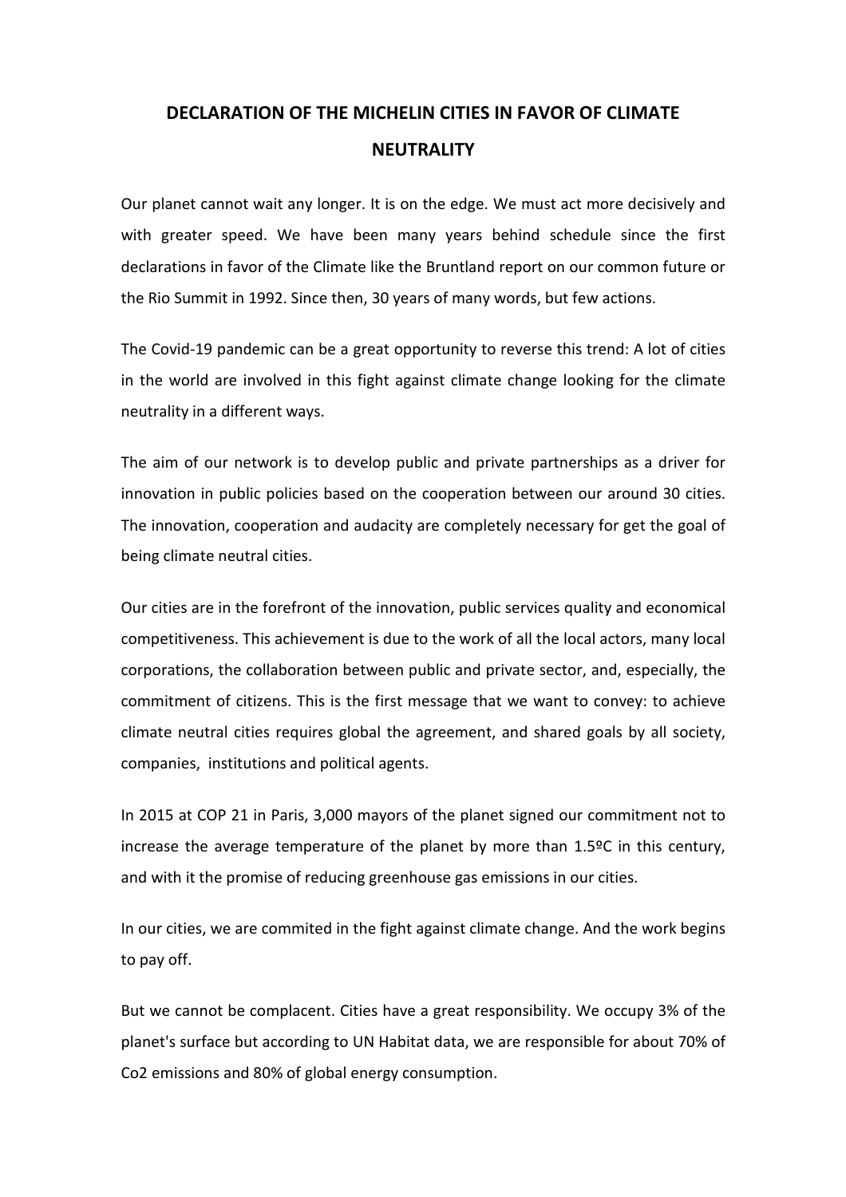# DECLARATION OF THE MICHELIN CITIES IN FAVOR OF CLIMATE NEUTRALITY

Our planet cannot wait any longer. It is on the edge. We must act more decisively and with greater speed. We have been many years behind schedule since the first declarations in favor of the Climate like the Bruntland report on our common future or the Rio Summit in 1992. Since then, 30 years of many words, but few actions.

The Covid-19 pandemic can be a great opportunity to reverse this trend: A lot of cities in the world are involved in this fight against climate change looking for the climate neutrality in a different ways.

The aim of our network is to develop public and private partnerships as a driver for innovation in public policies based on the cooperation between our around 30 cities. The innovation, cooperation and audacity are completely necessary for get the goal of being climate neutral cities.

Our cities are in the forefront of the innovation, public services quality and economical competitiveness. This achievement is due to the work of all the local actors, many local corporations, the collaboration between public and private sector, and, especially, the commitment of citizens. This is the first message that we want to convey: to achieve climate neutral cities requires global the agreement, and shared goals by all society, companies, institutions and political agents.

In 2015 at COP 21 in Paris, 3,000 mayors of the planet signed our commitment not to increase the average temperature of the planet by more than 1.5ºC in this century, and with it the promise of reducing greenhouse gas emissions in our cities.

In our cities, we are commited in the fight against climate change. And the work begins to pay off.

But we cannot be complacent. Cities have a great responsibility. We occupy 3% of the planet's surface but according to UN Habitat data, we are responsible for about 70% of $CO_2$ emissions and 80% of global energy consumption.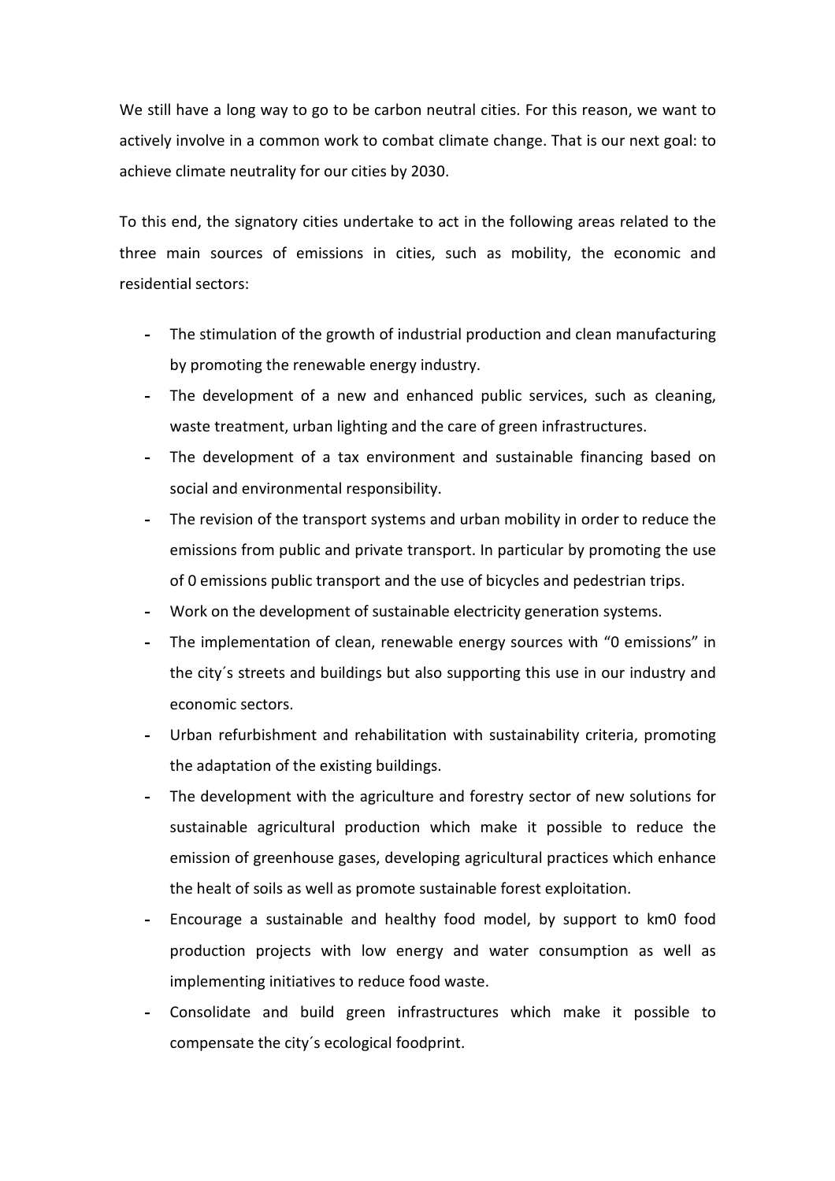We still have a long way to go to be carbon neutral cities. For this reason, we want to actively involve in a common work to combat climate change. That is our next goal: to achieve climate neutrality for our cities by 2030.

To this end, the signatory cities undertake to act in the following areas related to the three main sources of emissions in cities, such as mobility, the economic and residential sectors:

- The stimulation of the growth of industrial production and clean manufacturing by promoting the renewable energy industry.
- The development of a new and enhanced public services, such as cleaning, waste treatment, urban lighting and the care of green infrastructures.
- The development of a tax environment and sustainable financing based on social and environmental responsibility.
- The revision of the transport systems and urban mobility in order to reduce the emissions from public and private transport. In particular by promoting the use of 0 emissions public transport and the use of bicycles and pedestrian trips.
- Work on the development of sustainable electricity generation systems.
- The implementation of clean, renewable energy sources with "0 emissions" in the city´s streets and buildings but also supporting this use in our industry and economic sectors.
- Urban refurbishment and rehabilitation with sustainability criteria, promoting the adaptation of the existing buildings.
- The development with the agriculture and forestry sector of new solutions for sustainable agricultural production which make it possible to reduce the emission of greenhouse gases, developing agricultural practices which enhance the healt of soils as well as promote sustainable forest exploitation.
- Encourage a sustainable and healthy food model, by support to km0 food production projects with low energy and water consumption as well as implementing initiatives to reduce food waste.
- Consolidate and build green infrastructures which make it possible to compensate the city´s ecological foodprint.